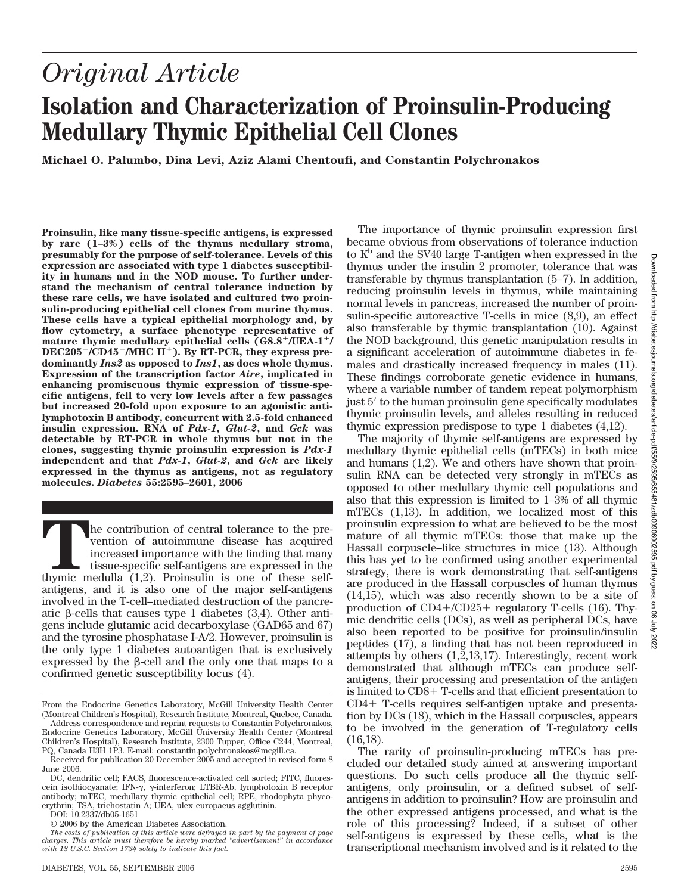# *Original Article*

# Isolation and Characterization of Proinsulin-Producing Medullary Thymic Epithelial Cell Clones

**Michael O. Palumbo, Dina Levi, Aziz Alami Chentoufi, and Constantin Polychronakos**

**Proinsulin, like many tissue-specific antigens, is expressed by rare (1–3%) cells of the thymus medullary stroma, presumably for the purpose of self-tolerance. Levels of this expression are associated with type 1 diabetes susceptibility in humans and in the NOD mouse. To further understand the mechanism of central tolerance induction by these rare cells, we have isolated and cultured two proinsulin-producing epithelial cell clones from murine thymus. These cells have a typical epithelial morphology and, by flow cytometry, a surface phenotype representative of mature thymic medullary epithelial cells (G8.8$^+$/UEA-1$^+$/DEC205$^-$/CD45$^-$/MHC II$^+$). By RT-PCR, they express predominantly *Ins2* as opposed to *Ins1*, as does whole thymus. Expression of the transcription factor *Aire*, implicated in enhancing promiscuous thymic expression of tissue-specific antigens, fell to very low levels after a few passages but increased 20-fold upon exposure to an agonistic anti-lymphotoxin B antibody, concurrent with 2.5-fold enhanced insulin expression. RNA of *Pdx-1*, *Glut-2*, and *Gck* was detectable by RT-PCR in whole thymus but not in the clones, suggesting thymic proinsulin expression is *Pdx-1* independent and that *Pdx-1*, *Glut-2*, and *Gck* are likely expressed in the thymus as antigens, not as regulatory molecules. *Diabetes* 55:2595–2601, 2006**

The contribution of central tolerance to the prevention of autoimmune disease has acquired increased importance with the finding that many tissue-specific self-antigens are expressed in the thymic medulla (1,2). Proinsulin is one of these self-antigens, and it is also one of the major self-antigens involved in the T-cell–mediated destruction of the pancreatic β-cells that causes type 1 diabetes (3,4). Other antigens include glutamic acid decarboxylase (GAD65 and 67) and the tyrosine phosphatase I-A/2. However, proinsulin is the only type 1 diabetes autoantigen that is exclusively expressed by the β-cell and the only one that maps to a confirmed genetic susceptibility locus (4).

From the Endocrine Genetics Laboratory, McGill University Health Center (Montreal Children's Hospital), Research Institute, Montreal, Quebec, Canada.

Address correspondence and reprint requests to Constantin Polychronakos, Endocrine Genetics Laboratory, McGill University Health Center (Montreal Children's Hospital), Research Institute, 2300 Tupper, Office C244, Montreal, PQ, Canada H3H 1P3. E-mail: constantin.polychronakos@mcgill.ca.

Received for publication 20 December 2005 and accepted in revised form 8 June 2006.

DC, dendritic cell; FACS, fluorescence-activated cell sorted; FITC, fluorescein isothiocyanate; IFN-γ, γ-interferon; LTBR-Ab, lymphotoxin B receptor antibody; mTEC, medullary thymic epithelial cell; RPE, rhodophyta phycoerythrin; TSA, trichostatin A; UEA, ulex europaeus agglutinin.

DOI: 10.2337/db05-1651

© 2006 by the American Diabetes Association.

*The costs of publication of this article were defrayed in part by the payment of page charges. This article must therefore be hereby marked "advertisement" in accordance with 18 U.S.C. Section 1734 solely to indicate this fact.*

The importance of thymic proinsulin expression first became obvious from observations of tolerance induction to K$^b$ and the SV40 large T-antigen when expressed in the thymus under the insulin 2 promoter, tolerance that was transferable by thymus transplantation (5–7). In addition, reducing proinsulin levels in thymus, while maintaining normal levels in pancreas, increased the number of proinsulin-specific autoreactive T-cells in mice (8,9), an effect also transferable by thymic transplantation (10). Against the NOD background, this genetic manipulation results in a significant acceleration of autoimmune diabetes in females and drastically increased frequency in males (11). These findings corroborate genetic evidence in humans, where a variable number of tandem repeat polymorphism just 5′ to the human proinsulin gene specifically modulates thymic proinsulin levels, and alleles resulting in reduced thymic expression predispose to type 1 diabetes (4,12).

The majority of thymic self-antigens are expressed by medullary thymic epithelial cells (mTECs) in both mice and humans (1,2). We and others have shown that proinsulin RNA can be detected very strongly in mTECs as opposed to other medullary thymic cell populations and also that this expression is limited to 1–3% of all thymic mTECs (1,13). In addition, we localized most of this proinsulin expression to what are believed to be the most mature of all thymic mTECs: those that make up the Hassall corpuscle–like structures in mice (13). Although this has yet to be confirmed using another experimental strategy, there is work demonstrating that self-antigens are produced in the Hassall corpuscles of human thymus (14,15), which was also recently shown to be a site of production of CD4+/CD25+ regulatory T-cells (16). Thymic dendritic cells (DCs), as well as peripheral DCs, have also been reported to be positive for proinsulin/insulin peptides (17), a finding that has not been reproduced in attempts by others (1,2,13,17). Interestingly, recent work demonstrated that although mTECs can produce self-antigens, their processing and presentation of the antigen is limited to CD8+ T-cells and that efficient presentation to CD4+ T-cells requires self-antigen uptake and presentation by DCs (18), which in the Hassall corpuscles, appears to be involved in the generation of T-regulatory cells (16,18).

The rarity of proinsulin-producing mTECs has precluded our detailed study aimed at answering important questions. Do such cells produce all the thymic self-antigens, only proinsulin, or a defined subset of self-antigens in addition to proinsulin? How are proinsulin and the other expressed antigens processed, and what is the role of this processing? Indeed, if a subset of other self-antigens is expressed by these cells, what is the transcriptional mechanism involved and is it related to the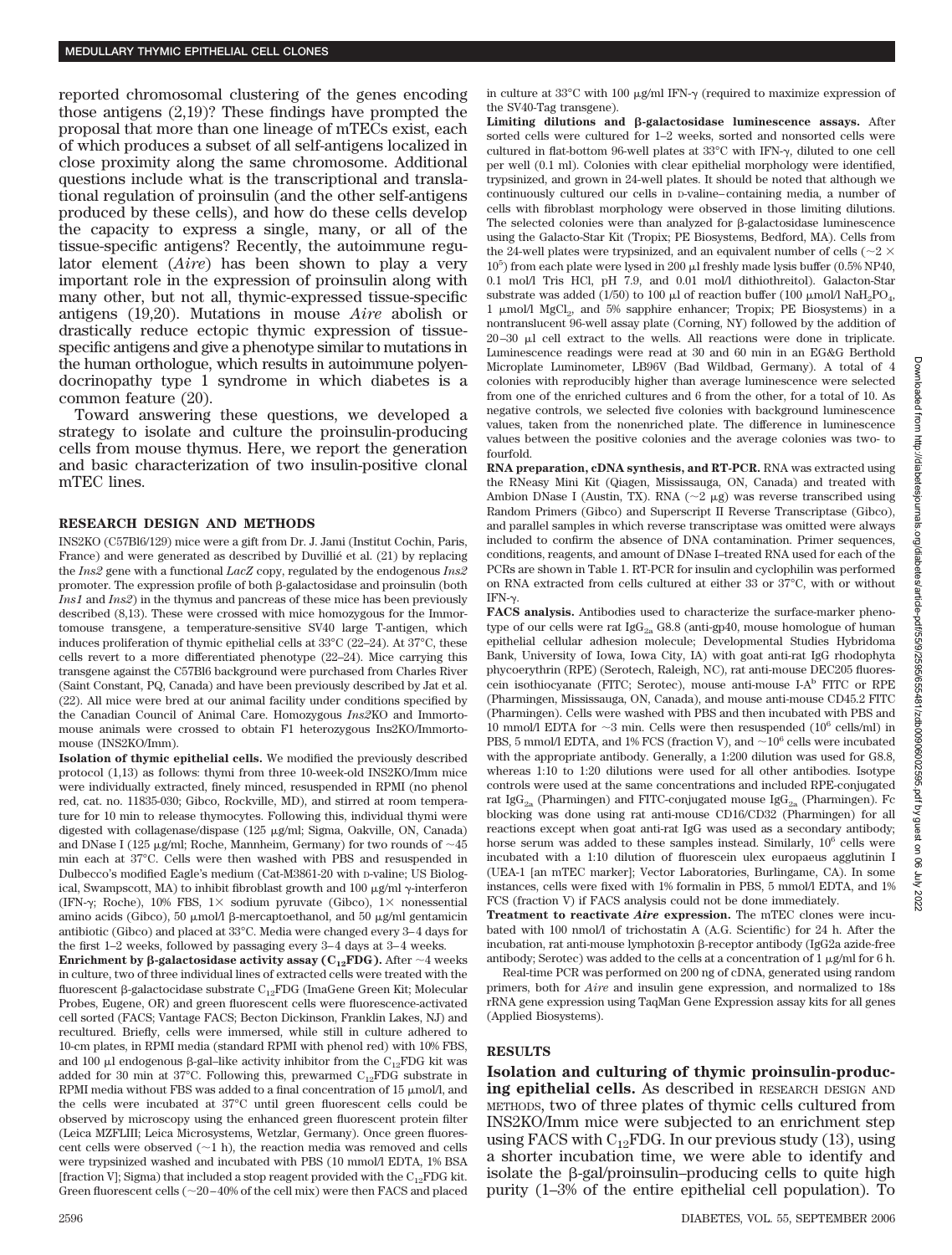reported chromosomal clustering of the genes encoding those antigens (2,19)? These findings have prompted the proposal that more than one lineage of mTECs exist, each of which produces a subset of all self-antigens localized in close proximity along the same chromosome. Additional questions include what is the transcriptional and translational regulation of proinsulin (and the other self-antigens produced by these cells), and how do these cells develop the capacity to express a single, many, or all of the tissue-specific antigens? Recently, the autoimmune regulator element (*Aire*) has been shown to play a very important role in the expression of proinsulin along with many other, but not all, thymic-expressed tissue-specific antigens (19,20). Mutations in mouse *Aire* abolish or drastically reduce ectopic thymic expression of tissue-specific antigens and give a phenotype similar to mutations in the human orthologue, which results in autoimmune polyendocrinopathy type 1 syndrome in which diabetes is a common feature (20).

Toward answering these questions, we developed a strategy to isolate and culture the proinsulin-producing cells from mouse thymus. Here, we report the generation and basic characterization of two insulin-positive clonal mTEC lines.

## RESEARCH DESIGN AND METHODS

INS2KO (C57Bl6/129) mice were a gift from Dr. J. Jami (Institut Cochin, Paris, France) and were generated as described by Duvillié et al. (21) by replacing the *Ins2* gene with a functional *LacZ* copy, regulated by the endogenous *Ins2* promoter. The expression profile of both β-galactosidase and proinsulin (both *Ins1* and *Ins2*) in the thymus and pancreas of these mice has been previously described (8,13). These were crossed with mice homozygous for the Immortomouse transgene, a temperature-sensitive SV40 large T-antigen, which induces proliferation of thymic epithelial cells at 33°C (22–24). At 37°C, these cells revert to a more differentiated phenotype (22–24). Mice carrying this transgene against the C57Bl6 background were purchased from Charles River (Saint Constant, PQ, Canada) and have been previously described by Jat et al. (22). All mice were bred at our animal facility under conditions specified by the Canadian Council of Animal Care. Homozygous *Ins2*KO and Immortomouse animals were crossed to obtain F1 heterozygous Ins2KO/Immortomouse (INS2KO/Imm).

**Isolation of thymic epithelial cells.** We modified the previously described protocol (1,13) as follows: thymi from three 10-week-old INS2KO/Imm mice were individually extracted, finely minced, resuspended in RPMI (no phenol red, cat. no. 11835-030; Gibco, Rockville, MD), and stirred at room temperature for 10 min to release thymocytes. Following this, individual thymi were digested with collagenase/dispase (125 μg/ml; Sigma, Oakville, ON, Canada) and DNase I (125 μg/ml; Roche, Mannheim, Germany) for two rounds of ~45 min each at 37°C. Cells were then washed with PBS and resuspended in Dulbecco's modified Eagle's medium (Cat-M3861-20 with D-valine; US Biological, Swampscott, MA) to inhibit fibroblast growth and 100 μg/ml γ-interferon (IFN-γ; Roche), 10% FBS, 1× sodium pyruvate (Gibco), 1× nonessential amino acids (Gibco), 50 μmol/l β-mercaptoethanol, and 50 μg/ml gentamicin antibiotic (Gibco) and placed at 33°C. Media were changed every 3–4 days for the first 1–2 weeks, followed by passaging every 3–4 days at 3–4 weeks.

**Enrichment by β-galactosidase activity assay ($C_{12}$FDG).** After ~4 weeks in culture, two of three individual lines of extracted cells were treated with the fluorescent β-galactocidase substrate $C_{12}$FDG (ImaGene Green Kit; Molecular Probes, Eugene, OR) and green fluorescent cells were fluorescence-activated cell sorted (FACS; Vantage FACS; Becton Dickinson, Franklin Lakes, NJ) and recultured. Briefly, cells were immersed, while still in culture adhered to 10-cm plates, in RPMI media (standard RPMI with phenol red) with 10% FBS, and 100 μl endogenous β-gal–like activity inhibitor from the $C_{12}$FDG kit was added for 30 min at 37°C. Following this, prewarmed $C_{12}$FDG substrate in RPMI media without FBS was added to a final concentration of 15 μmol/l, and the cells were incubated at 37°C until green fluorescent cells could be observed by microscopy using the enhanced green fluorescent protein filter (Leica MZFLIII; Leica Microsystems, Wetzlar, Germany). Once green fluorescent cells were observed (~1 h), the reaction media was removed and cells were trypsinized washed and incubated with PBS (10 mmol/l EDTA, 1% BSA [fraction V]; Sigma) that included a stop reagent provided with the $C_{12}$FDG kit. Green fluorescent cells (~20–40% of the cell mix) were then FACS and placed in culture at 33°C with 100 μg/ml IFN-γ (required to maximize expression of the SV40-Tag transgene).

**Limiting dilutions and β-galactosidase luminescence assays.** After sorted cells were cultured for 1–2 weeks, sorted and nonsorted cells were cultured in flat-bottom 96-well plates at 33°C with IFN-γ, diluted to one cell per well (0.1 ml). Colonies with clear epithelial morphology were identified, trypsinized, and grown in 24-well plates. It should be noted that although we continuously cultured our cells in D-valine–containing media, a number of cells with fibroblast morphology were observed in those limiting dilutions. The selected colonies were than analyzed for β-galactosidase luminescence using the Galacto-Star Kit (Tropix; PE Biosystems, Bedford, MA). Cells from the 24-well plates were trypsinized, and an equivalent number of cells (~2 × $10^5$) from each plate were lysed in 200 μl freshly made lysis buffer (0.5% NP40, 0.1 mol/l Tris HCl, pH 7.9, and 0.01 mol/l dithiothreitol). Galacton-Star substrate was added (1/50) to 100 μl of reaction buffer (100 μmol/l $NaH_2PO_4$, 1 μmol/l $MgCl_2$, and 5% sapphire enhancer; Tropix; PE Biosystems) in a nontranslucent 96-well assay plate (Corning, NY) followed by the addition of 20–30 μl cell extract to the wells. All reactions were done in triplicate. Luminescence readings were read at 30 and 60 min in an EG&G Berthold Microplate Luminometer, LB96V (Bad Wildbad, Germany). A total of 4 colonies with reproducibly higher than average luminescence were selected from one of the enriched cultures and 6 from the other, for a total of 10. As negative controls, we selected five colonies with background luminescence values, taken from the nonenriched plate. The difference in luminescence values between the positive colonies and the average colonies was two- to fourfold.

**RNA preparation, cDNA synthesis, and RT-PCR.** RNA was extracted using the RNeasy Mini Kit (Qiagen, Mississauga, ON, Canada) and treated with Ambion DNase I (Austin, TX). RNA (~2 μg) was reverse transcribed using Random Primers (Gibco) and Superscript II Reverse Transcriptase (Gibco), and parallel samples in which reverse transcriptase was omitted were always included to confirm the absence of DNA contamination. Primer sequences, conditions, reagents, and amount of DNase I–treated RNA used for each of the PCRs are shown in Table 1. RT-PCR for insulin and cyclophilin was performed on RNA extracted from cells cultured at either 33 or 37°C, with or without IFN-γ.

**FACS analysis.** Antibodies used to characterize the surface-marker phenotype of our cells were rat $IgG_{2a}$ G8.8 (anti-gp40, mouse homologue of human epithelial cellular adhesion molecule; Developmental Studies Hybridoma Bank, University of Iowa, Iowa City, IA) with goat anti-rat IgG rhodophyta phycoerythrin (RPE) (Serotech, Raleigh, NC), rat anti-mouse DEC205 fluorescein isothiocyanate (FITC; Serotec), mouse anti-mouse I-A$^b$ FITC or RPE (Pharmingen, Mississauga, ON, Canada), and mouse anti-mouse CD45.2 FITC (Pharmingen). Cells were washed with PBS and then incubated with PBS and 10 mmol/l EDTA for ~3 min. Cells were then resuspended ($10^6$ cells/ml) in PBS, 5 mmol/l EDTA, and 1% FCS (fraction V), and ~$10^6$ cells were incubated with the appropriate antibody. Generally, a 1:200 dilution was used for G8.8, whereas 1:10 to 1:20 dilutions were used for all other antibodies. Isotype controls were used at the same concentrations and included RPE-conjugated rat $IgG_{2a}$ (Pharmingen) and FITC-conjugated mouse $IgG_{2a}$ (Pharmingen). Fc blocking was done using rat anti-mouse CD16/CD32 (Pharmingen) for all reactions except when goat anti-rat IgG was used as a secondary antibody; horse serum was added to these samples instead. Similarly, $10^6$ cells were incubated with a 1:10 dilution of fluorescein ulex europaeus agglutinin I (UEA-1 [an mTEC marker]; Vector Laboratories, Burlingame, CA). In some instances, cells were fixed with 1% formalin in PBS, 5 mmol/l EDTA, and 1% FCS (fraction V) if FACS analysis could not be done immediately.

**Treatment to reactivate *Aire* expression.** The mTEC clones were incubated with 100 nmol/l of trichostatin A (A.G. Scientific) for 24 h. After the incubation, rat anti-mouse lymphotoxin β-receptor antibody (IgG2a azide-free antibody; Serotec) was added to the cells at a concentration of 1 μg/ml for 6 h.

Real-time PCR was performed on 200 ng of cDNA, generated using random primers, both for *Aire* and insulin gene expression, and normalized to 18s rRNA gene expression using TaqMan Gene Expression assay kits for all genes (Applied Biosystems).

## RESULTS

**Isolation and culturing of thymic proinsulin-producing epithelial cells.** As described in RESEARCH DESIGN AND METHODS, two of three plates of thymic cells cultured from INS2KO/Imm mice were subjected to an enrichment step using FACS with $C_{12}$FDG. In our previous study (13), using a shorter incubation time, we were able to identify and isolate the β-gal/proinsulin–producing cells to quite high purity (1–3% of the entire epithelial cell population). To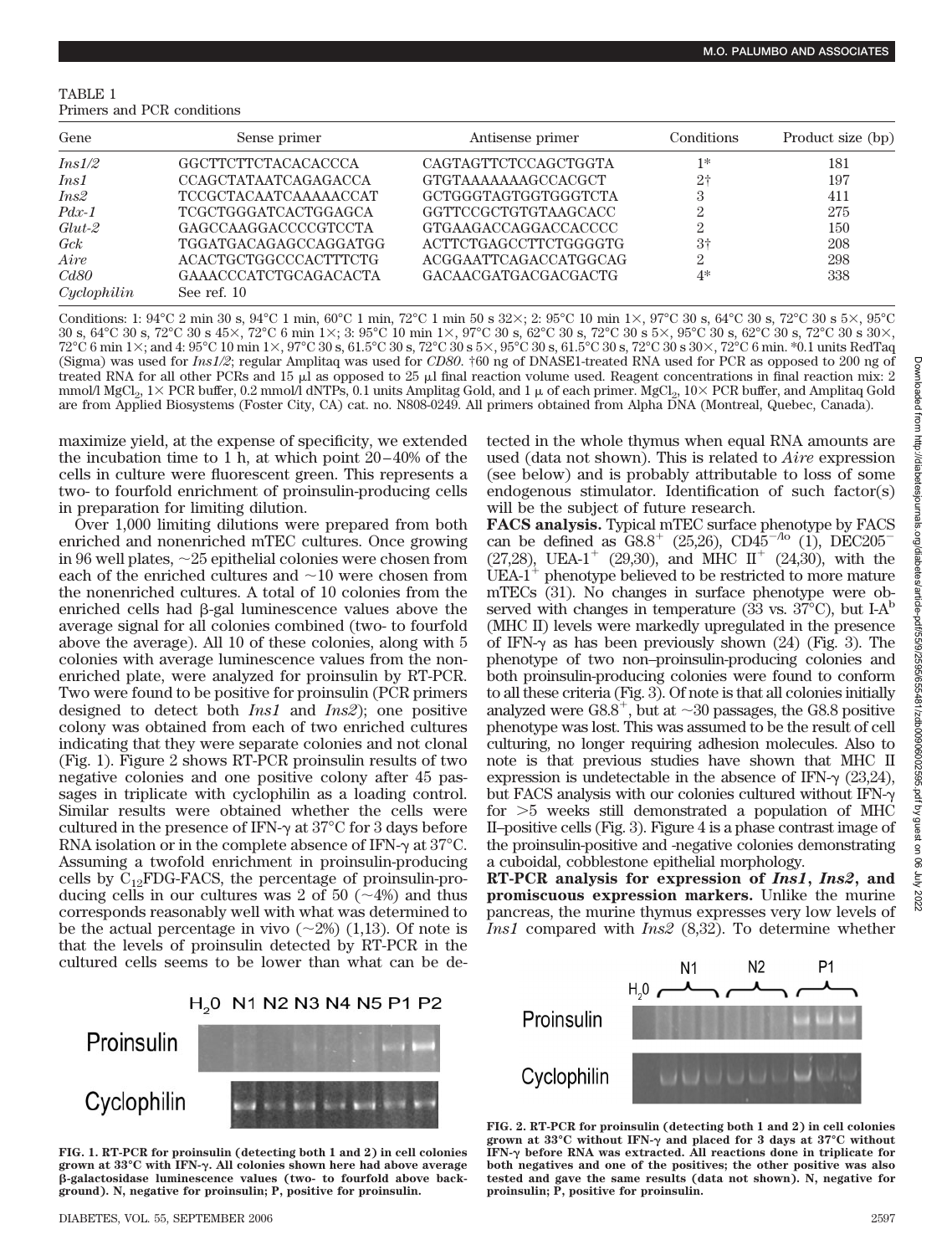TABLE 1
Primers and PCR conditions

| Gene | Sense primer | Antisense primer | Conditions | Product size (bp) |
|---|---|---|---|---|
| *Ins1/2* | GGCTTCTTCTACACACCCA | CAGTAGTTCTCCAGCTGGTA | 1* | 181 |
| *Ins1* | CCAGCTATAATCAGAGACCA | GTGTAAAAAAAGCCACGCT | 2† | 197 |
| *Ins2* | TCCGCTACAATCAAAAACCAT | GCTGGGTAGTGGTGGGTCTA | 3 | 411 |
| *Pdx-1* | TCGCTGGGATCACTGGAGCA | GGTTCCGCTGTGTAAGCACC | 2 | 275 |
| *Glut-2* | GAGCCAAGGACCCCGTCCTA | GTGAAGACCAGGACCACCCC | 2 | 150 |
| *Gck* | TGGATGACAGAGCCAGGATGG | ACTTCTGAGCCTTCTGGGGTG | 3† | 208 |
| *Aire* | ACACTGCTGGCCCACTTTCTG | ACGGAATTCAGACCATGGCAG | 2 | 298 |
| *Cd80* | GAAACCCATCTGCAGACACTA | GACAACGATGACGACGACTG | 4* | 338 |
| *Cyclophilin* | See ref. 10 | | | |

Conditions: 1: 95°C 2 min 30 s, 94°C 1 min, 60°C 1 min, 72°C 1 min 50 s 32×; 2: 95°C 10 min 1×, 97°C 30 s, 64°C 30 s, 72°C 30 s 5×, 95°C 30 s, 64°C 30 s, 72°C 30 s 45×, 72°C 6 min 1×; 3: 95°C 10 min 1×, 97°C 30 s, 62°C 30 s, 72°C 30 s 5×, 95°C 30 s, 62°C 30 s, 72°C 30 s 30×, 72°C 6 min 1×; and 4: 95°C 10 min 1×, 97°C 30 s, 61.5°C 30 s, 72°C 30 s 5×, 95°C 30 s, 61.5°C 30 s, 72°C 30 s 30×, 72°C 6 min. *0.1 units RedTaq (Sigma) was used for *Ins1/2*; regular Amplitaq was used for *CD80*. †60 ng of DNASE1-treated RNA used for PCR as opposed to 200 ng of treated RNA for all other PCRs and 15 μl as opposed to 25 μl final reaction volume used. Reagent concentrations in final reaction mix: 2 mmol/l $MgCl_2$, 1× PCR buffer, 0.2 mmol/l dNTPs, 0.1 units Amplitag Gold, and 1 μ of each primer. $MgCl_2$, 10× PCR buffer, and Amplitaq Gold are from Applied Biosystems (Foster City, CA) cat. no. N808-0249. All primers obtained from Alpha DNA (Montreal, Quebec, Canada).

maximize yield, at the expense of specificity, we extended the incubation time to 1 h, at which point 20–40% of the cells in culture were fluorescent green. This represents a two- to fourfold enrichment of proinsulin-producing cells in preparation for limiting dilution.

Over 1,000 limiting dilutions were prepared from both enriched and nonenriched mTEC cultures. Once growing in 96 well plates, ~25 epithelial colonies were chosen from each of the enriched cultures and ~10 were chosen from the nonenriched cultures. A total of 10 colonies from the enriched cells had β-gal luminescence values above the average signal for all colonies combined (two- to fourfold above the average). All 10 of these colonies, along with 5 colonies with average luminescence values from the nonenriched plate, were analyzed for proinsulin by RT-PCR. Two were found to be positive for proinsulin (PCR primers designed to detect both *Ins1* and *Ins2*); one positive colony was obtained from each of two enriched cultures indicating that they were separate colonies and not clonal (Fig. 1). Figure 2 shows RT-PCR proinsulin results of two negative colonies and one positive colony after 45 passages in triplicate with cyclophilin as a loading control. Similar results were obtained whether the cells were cultured in the presence of IFN-γ at 37°C for 3 days before RNA isolation or in the complete absence of IFN-γ at 37°C. Assuming a twofold enrichment in proinsulin-producing cells by $C_{12}$FDG-FACS, the percentage of proinsulin-producing cells in our cultures was 2 of 50 (~4%) and thus corresponds reasonably well with what was determined to be the actual percentage in vivo (~2%) (1,13). Of note is that the levels of proinsulin detected by RT-PCR in the cultured cells seems to be lower than what can be detected in the whole thymus when equal RNA amounts are used (data not shown). This is related to *Aire* expression (see below) and is probably attributable to loss of some endogenous stimulator. Identification of such factor(s) will be the subject of future research.

**FACS analysis.** Typical mTEC surface phenotype by FACS can be defined as $G8.8^+$ (25,26), $CD45^{-/lo}$ (1), $DEC205^-$ (27,28), $UEA\text{-}1^+$ (29,30), and MHC $II^+$ (24,30), with the $UEA\text{-}1^+$ phenotype believed to be restricted to more mature mTECs (31). No changes in surface phenotype were observed with changes in temperature (33 vs. 37°C), but $I\text{-}A^b$ (MHC II) levels were markedly upregulated in the presence of IFN-γ as has been previously shown (24) (Fig. 3). The phenotype of two non–proinsulin-producing colonies and both proinsulin-producing colonies were found to conform to all these criteria (Fig. 3). Of note is that all colonies initially analyzed were $G8.8^+$, but at ~30 passages, the G8.8 positive phenotype was lost. This was assumed to be the result of cell culturing, no longer requiring adhesion molecules. Also to note is that previous studies have shown that MHC II expression is undetectable in the absence of IFN-γ (23,24), but FACS analysis with our colonies cultured without IFN-γ for >5 weeks still demonstrated a population of MHC II–positive cells (Fig. 3). Figure 4 is a phase contrast image of the proinsulin-positive and -negative colonies demonstrating a cuboidal, cobblestone epithelial morphology.

**RT-PCR analysis for expression of *Ins1*, *Ins2*, and promiscuous expression markers.** Unlike the murine pancreas, the murine thymus expresses very low levels of *Ins1* compared with *Ins2* (8,32). To determine whether

**FIG. 1. RT-PCR for proinsulin (detecting both 1 and 2) in cell colonies grown at 33°C with IFN-γ. All colonies shown here had above average β-galactosidase luminescence values (two- to fourfold above background). N, negative for proinsulin; P, positive for proinsulin.**

**FIG. 2. RT-PCR for proinsulin (detecting both 1 and 2) in cell colonies grown at 33°C without IFN-γ and placed for 3 days at 37°C without IFN-γ before RNA was extracted. All reactions done in triplicate for both negatives and one of the positives; the other positive was also tested and gave the same results (data not shown). N, negative for proinsulin; P, positive for proinsulin.**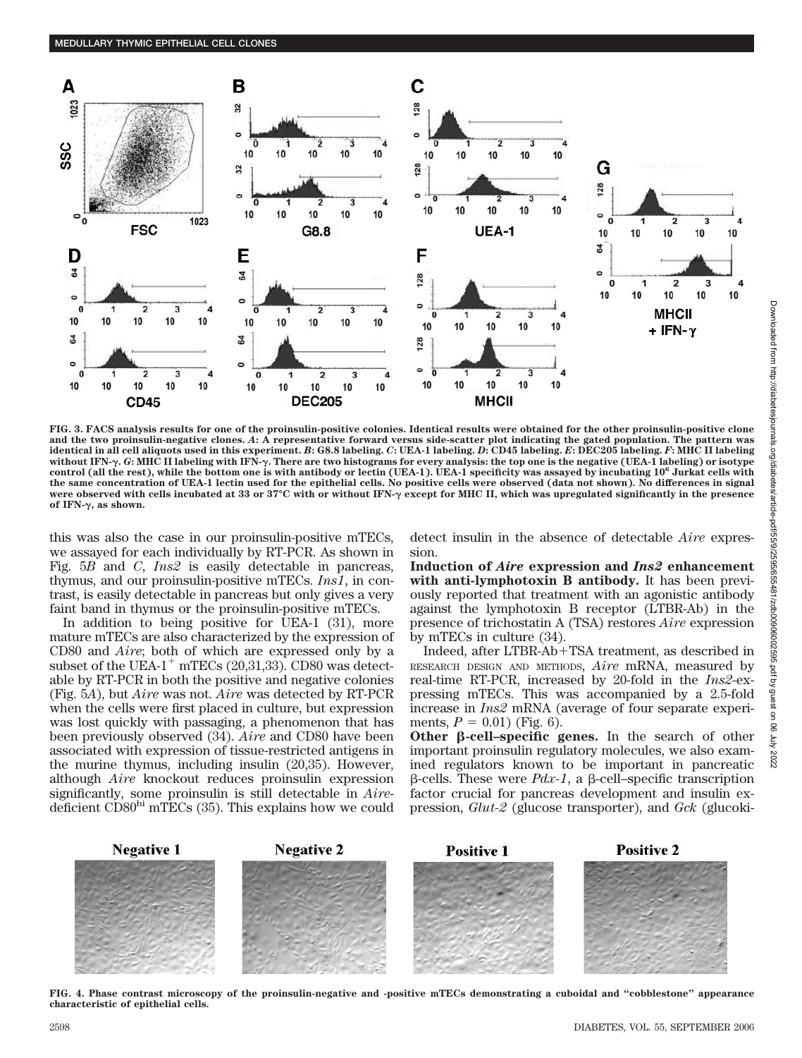FIG. 3. FACS analysis results for one of the proinsulin-positive colonies. Identical results were obtained for the other proinsulin-positive clone and the two proinsulin-negative clones. *A*: A representative forward versus side-scatter plot indicating the gated population. The pattern was identical in all cell aliquots used in this experiment. *B*: G8.8 labeling. *C*: UEA-1 labeling. *D*: CD45 labeling. *E*: DEC205 labeling. *F*: MHC II labeling without IFN-γ. *G*: MHC II labeling with IFN-γ. There are two histograms for every analysis: the top one is the negative (UEA-1 labeling) or isotype control (all the rest), while the bottom one is with antibody or lectin (UEA-1). UEA-1 specificity was assayed by incubating $10^6$ Jurkat cells with the same concentration of UEA-1 lectin used for the epithelial cells. No positive cells were observed (data not shown). No differences in signal were observed with cells incubated at 33 or 37°C with or without IFN-γ except for MHC II, which was upregulated significantly in the presence of IFN-γ, as shown.

this was also the case in our proinsulin-positive mTECs, we assayed for each individually by RT-PCR. As shown in Fig. 5*B* and *C*, *Ins2* is easily detectable in pancreas, thymus, and our proinsulin-positive mTECs. *Ins1*, in contrast, is easily detectable in pancreas but only gives a very faint band in thymus or the proinsulin-positive mTECs.

In addition to being positive for UEA-1 (31), more mature mTECs are also characterized by the expression of CD80 and *Aire*; both of which are expressed only by a subset of the UEA-$1^+$ mTECs (20,31,33). CD80 was detectable by RT-PCR in both the positive and negative colonies (Fig. 5*A*), but *Aire* was not. *Aire* was detected by RT-PCR when the cells were first placed in culture, but expression was lost quickly with passaging, a phenomenon that has been previously observed (34). *Aire* and CD80 have been associated with expression of tissue-restricted antigens in the murine thymus, including insulin (20,35). However, although *Aire* knockout reduces proinsulin expression significantly, some proinsulin is still detectable in *Aire*-deficient CD80[hi] mTECs (35). This explains how we could detect insulin in the absence of detectable *Aire* expression.

**Induction of *Aire* expression and *Ins2* enhancement with anti-lymphotoxin B antibody.** It has been previously reported that treatment with an agonistic antibody against the lymphotoxin B receptor (LTBR-Ab) in the presence of trichostatin A (TSA) restores *Aire* expression by mTECs in culture (34).

Indeed, after LTBR-Ab+TSA treatment, as described in RESEARCH DESIGN AND METHODS, *Aire* mRNA, measured by real-time RT-PCR, increased by 20-fold in the *Ins2*-expressing mTECs. This was accompanied by a 2.5-fold increase in *Ins2* mRNA (average of four separate experiments, $P = 0.01$) (Fig. 6).

**Other β-cell–specific genes.** In the search of other important proinsulin regulatory molecules, we also examined regulators known to be important in pancreatic β-cells. These were *Pdx-1*, a β-cell–specific transcription factor crucial for pancreas development and insulin expression, *Glut-2* (glucose transporter), and *Gck* (glucoki-

FIG. 4. Phase contrast microscopy of the proinsulin-negative and -positive mTECs demonstrating a cuboidal and "cobblestone" appearance characteristic of epithelial cells.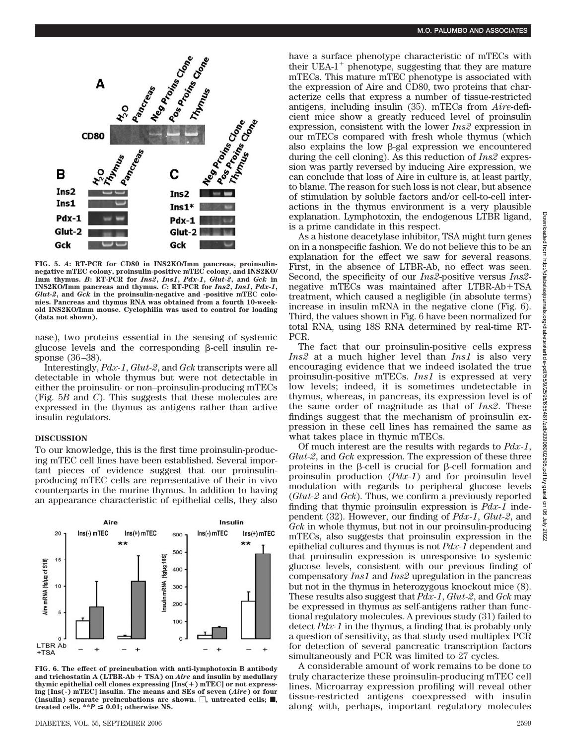FIG. 5. *A*: RT-PCR for CD80 in INS2KO/Imm pancreas, proinsulin-negative mTEC colony, proinsulin-positive mTEC colony, and INS2KO/Imm thymus. *B*: RT-PCR for *Ins2*, *Ins1*, *Pdx-1*, *Glut-2*, and *Gck* in INS2KO/Imm pancreas and thymus. *C*: RT-PCR for *Ins2*, *Ins1*, *Pdx-1*, *Glut-2*, and *Gck* in the proinsulin-negative and -positive mTEC colonies. Pancreas and thymus RNA was obtained from a fourth 10-week-old INS2KO/Imm mouse. Cyclophilin was used to control for loading (data not shown).

nase), two proteins essential in the sensing of systemic glucose levels and the corresponding β-cell insulin response (36–38).

Interestingly, *Pdx-1*, *Glut-2*, and *Gck* transcripts were all detectable in whole thymus but were not detectable in either the proinsulin- or non–proinsulin-producing mTECs (Fig. 5*B* and *C*). This suggests that these molecules are expressed in the thymus as antigens rather than active insulin regulators.

## DISCUSSION

To our knowledge, this is the first time proinsulin-producing mTEC cell lines have been established. Several important pieces of evidence suggest that our proinsulin-producing mTEC cells are representative of their in vivo counterparts in the murine thymus. In addition to having an appearance characteristic of epithelial cells, they also have a surface phenotype characteristic of mTECs with their UEA-1$^+$ phenotype, suggesting that they are mature mTECs. This mature mTEC phenotype is associated with the expression of Aire and CD80, two proteins that characterize cells that express a number of tissue-restricted antigens, including insulin (35). mTECs from *Aire*-deficient mice show a greatly reduced level of proinsulin expression, consistent with the lower *Ins2* expression in our mTECs compared with fresh whole thymus (which also explains the low β-gal expression we encountered during the cell cloning). As this reduction of *Ins2* expression was partly reversed by inducing Aire expression, we can conclude that loss of Aire in culture is, at least partly, to blame. The reason for such loss is not clear, but absence of stimulation by soluble factors and/or cell-to-cell interactions in the thymus environment is a very plausible explanation. Lymphotoxin, the endogenous LTBR ligand, is a prime candidate in this respect.

As a histone deacetylase inhibitor, TSA might turn genes on in a nonspecific fashion. We do not believe this to be an explanation for the effect we saw for several reasons. First, in the absence of LTBR-Ab, no effect was seen. Second, the specificity of our *Ins2*-positive versus *Ins2*-negative mTECs was maintained after LTBR-Ab+TSA treatment, which caused a negligible (in absolute terms) increase in insulin mRNA in the negative clone (Fig. 6). Third, the values shown in Fig. 6 have been normalized for total RNA, using 18S RNA determined by real-time RT-PCR.

The fact that our proinsulin-positive cells express *Ins2* at a much higher level than *Ins1* is also very encouraging evidence that we indeed isolated the true proinsulin-positive mTECs. *Ins1* is expressed at very low levels; indeed, it is sometimes undetectable in thymus, whereas, in pancreas, its expression level is of the same order of magnitude as that of *Ins2*. These findings suggest that the mechanism of proinsulin expression in these cell lines has remained the same as what takes place in thymic mTECs.

Of much interest are the results with regards to *Pdx-1*, *Glut-2*, and *Gck* expression. The expression of these three proteins in the β-cell is crucial for β-cell formation and proinsulin production (*Pdx-1*) and for proinsulin level modulation with regards to peripheral glucose levels (*Glut-2* and *Gck*). Thus, we confirm a previously reported finding that thymic proinsulin expression is *Pdx-1* independent (32). However, our finding of *Pdx-1*, *Glut-2*, and *Gck* in whole thymus, but not in our proinsulin-producing mTECs, also suggests that proinsulin expression in the epithelial cultures and thymus is not *Pdx-1* dependent and that proinsulin expression is unresponsive to systemic glucose levels, consistent with our previous finding of compensatory *Ins1* and *Ins2* upregulation in the pancreas but not in the thymus in heterozygous knockout mice (8). These results also suggest that *Pdx-1*, *Glut-2*, and *Gck* may be expressed in thymus as self-antigens rather than functional regulatory molecules. A previous study (31) failed to detect *Pdx-1* in the thymus, a finding that is probably only a question of sensitivity, as that study used multiplex PCR for detection of several pancreatic transcription factors simultaneously and PCR was limited to 27 cycles.

A considerable amount of work remains to be done to truly characterize these proinsulin-producing mTEC cell lines. Microarray expression profiling will reveal other tissue-restricted antigens coexpressed with insulin along with, perhaps, important regulatory molecules

FIG. 6. The effect of preincubation with anti-lymphotoxin B antibody and trichostatin A (LTBR-Ab + TSA) on *Aire* and insulin by medullary thymic epithelial cell clones expressing [Ins(+) mTEC] or not expressing [Ins(-) mTEC] insulin. The means and SEs of seven (*Aire*) or four (insulin) separate preincubations are shown. □, untreated cells; ■, treated cells. $^{**}P \leq 0.01$; otherwise NS.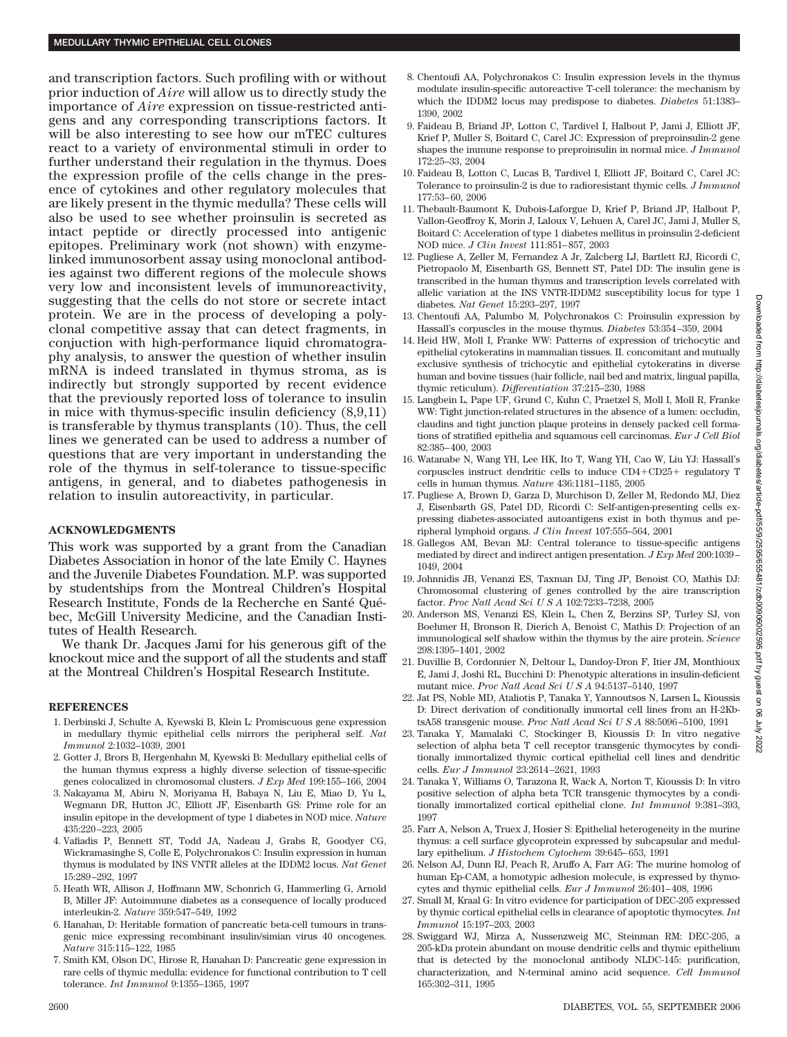and transcription factors. Such profiling with or without prior induction of *Aire* will allow us to directly study the importance of *Aire* expression on tissue-restricted antigens and any corresponding transcriptions factors. It will be also interesting to see how our mTEC cultures react to a variety of environmental stimuli in order to further understand their regulation in the thymus. Does the expression profile of the cells change in the presence of cytokines and other regulatory molecules that are likely present in the thymic medulla? These cells will also be used to see whether proinsulin is secreted as intact peptide or directly processed into antigenic epitopes. Preliminary work (not shown) with enzyme-linked immunosorbent assay using monoclonal antibodies against two different regions of the molecule shows very low and inconsistent levels of immunoreactivity, suggesting that the cells do not store or secrete intact protein. We are in the process of developing a polyclonal competitive assay that can detect fragments, in conjuction with high-performance liquid chromatography analysis, to answer the question of whether insulin mRNA is indeed translated in thymus stroma, as is indirectly but strongly supported by recent evidence that the previously reported loss of tolerance to insulin in mice with thymus-specific insulin deficiency (8,9,11) is transferable by thymus transplants (10). Thus, the cell lines we generated can be used to address a number of questions that are very important in understanding the role of the thymus in self-tolerance to tissue-specific antigens, in general, and to diabetes pathogenesis in relation to insulin autoreactivity, in particular.

## ACKNOWLEDGMENTS

This work was supported by a grant from the Canadian Diabetes Association in honor of the late Emily C. Haynes and the Juvenile Diabetes Foundation. M.P. was supported by studentships from the Montreal Children's Hospital Research Institute, Fonds de la Recherche en Santé Québec, McGill University Medicine, and the Canadian Institutes of Health Research.

We thank Dr. Jacques Jami for his generous gift of the knockout mice and the support of all the students and staff at the Montreal Children's Hospital Research Institute.

## REFERENCES

1. Derbinski J, Schulte A, Kyewski B, Klein L: Promiscuous gene expression in medullary thymic epithelial cells mirrors the peripheral self. *Nat Immunol* 2:1032–1039, 2001
2. Gotter J, Brors B, Hergenhahn M, Kyewski B: Medullary epithelial cells of the human thymus express a highly diverse selection of tissue-specific genes colocalized in chromosomal clusters. *J Exp Med* 199:155–166, 2004
3. Nakayama M, Abiru N, Moriyama H, Babaya N, Liu E, Miao D, Yu L, Wegmann DR, Hutton JC, Elliott JF, Eisenbarth GS: Prime role for an insulin epitope in the development of type 1 diabetes in NOD mice. *Nature* 435:220–223, 2005
4. Vafiadis P, Bennett ST, Todd JA, Nadeau J, Grabs R, Goodyer CG, Wickramasinghe S, Colle E, Polychronakos C: Insulin expression in human thymus is modulated by INS VNTR alleles at the IDDM2 locus. *Nat Genet* 15:289–292, 1997
5. Heath WR, Allison J, Hoffmann MW, Schonrich G, Hammerling G, Arnold B, Miller JF: Autoimmune diabetes as a consequence of locally produced interleukin-2. *Nature* 359:547–549, 1992
6. Hanahan, D: Heritable formation of pancreatic beta-cell tumours in transgenic mice expressing recombinant insulin/simian virus 40 oncogenes. *Nature* 315:115–122, 1985
7. Smith KM, Olson DC, Hirose R, Hanahan D: Pancreatic gene expression in rare cells of thymic medulla: evidence for functional contribution to T cell tolerance. *Int Immunol* 9:1355–1365, 1997
8. Chentoufi AA, Polychronakos C: Insulin expression levels in the thymus modulate insulin-specific autoreactive T-cell tolerance: the mechanism by which the IDDM2 locus may predispose to diabetes. *Diabetes* 51:1383–1390, 2002
9. Faideau B, Briand JP, Lotton C, Tardivel I, Halbout P, Jami J, Elliott JF, Krief P, Muller S, Boitard C, Carel JC: Expression of preproinsulin-2 gene shapes the immune response to preproinsulin in normal mice. *J Immunol* 172:25–33, 2004
10. Faideau B, Lotton C, Lucas B, Tardivel I, Elliott JF, Boitard C, Carel JC: Tolerance to proinsulin-2 is due to radioresistant thymic cells. *J Immunol* 177:53–60, 2006
11. Thebault-Baumont K, Dubois-Laforgue D, Krief P, Briand JP, Halbout P, Vallon-Geoffroy K, Morin J, Laloux V, Lehuen A, Carel JC, Jami J, Muller S, Boitard C: Acceleration of type 1 diabetes mellitus in proinsulin 2-deficient NOD mice. *J Clin Invest* 111:851–857, 2003
12. Pugliese A, Zeller M, Fernandez A Jr, Zalcberg LJ, Bartlett RJ, Ricordi C, Pietropaolo M, Eisenbarth GS, Bennett ST, Patel DD: The insulin gene is transcribed in the human thymus and transcription levels correlated with allelic variation at the INS VNTR-IDDM2 susceptibility locus for type 1 diabetes. *Nat Genet* 15:293–297, 1997
13. Chentoufi AA, Palumbo M, Polychronakos C: Proinsulin expression by Hassall's corpuscles in the mouse thymus. *Diabetes* 53:354–359, 2004
14. Heid HW, Moll I, Franke WW: Patterns of expression of trichocytic and epithelial cytokeratins in mammalian tissues. II. concomitant and mutually exclusive synthesis of trichocytic and epithelial cytokeratins in diverse human and bovine tissues (hair follicle, nail bed and matrix, lingual papilla, thymic reticulum). *Differentiation* 37:215–230, 1988
15. Langbein L, Pape UF, Grund C, Kuhn C, Praetzel S, Moll I, Moll R, Franke WW: Tight junction-related structures in the absence of a lumen: occludin, claudins and tight junction plaque proteins in densely packed cell formations of stratified epithelia and squamous cell carcinomas. *Eur J Cell Biol* 82:385–400, 2003
16. Watanabe N, Wang YH, Lee HK, Ito T, Wang YH, Cao W, Liu YJ: Hassall's corpuscles instruct dendritic cells to induce CD4+CD25+ regulatory T cells in human thymus. *Nature* 436:1181–1185, 2005
17. Pugliese A, Brown D, Garza D, Murchison D, Zeller M, Redondo MJ, Diez J, Eisenbarth GS, Patel DD, Ricordi C: Self-antigen-presenting cells expressing diabetes-associated autoantigens exist in both thymus and peripheral lymphoid organs. *J Clin Invest* 107:555–564, 2001
18. Gallegos AM, Bevan MJ: Central tolerance to tissue-specific antigens mediated by direct and indirect antigen presentation. *J Exp Med* 200:1039–1049, 2004
19. Johnnidis JB, Venanzi ES, Taxman DJ, Ting JP, Benoist CO, Mathis DJ: Chromosomal clustering of genes controlled by the aire transcription factor. *Proc Natl Acad Sci U S A* 102:7233–7238, 2005
20. Anderson MS, Venanzi ES, Klein L, Chen Z, Berzins SP, Turley SJ, von Boehmer H, Bronson R, Dierich A, Benoist C, Mathis D: Projection of an immunological self shadow within the thymus by the aire protein. *Science* 298:1395–1401, 2002
21. Duvillie B, Cordonnier N, Deltour L, Dandoy-Dron F, Itier JM, Monthioux E, Jami J, Joshi RL, Bucchini D: Phenotypic alterations in insulin-deficient mutant mice. *Proc Natl Acad Sci U S A* 94:5137–5140, 1997
22. Jat PS, Noble MD, Ataliotis P, Tanaka Y, Yannoutsos N, Larsen L, Kioussis D: Direct derivation of conditionally immortal cell lines from an H-2Kb-tsA58 transgenic mouse. *Proc Natl Acad Sci U S A* 88:5096–5100, 1991
23. Tanaka Y, Mamalaki C, Stockinger B, Kioussis D: In vitro negative selection of alpha beta T cell receptor transgenic thymocytes by conditionally immortalized thymic cortical epithelial cell lines and dendritic cells. *Eur J Immunol* 23:2614–2621, 1993
24. Tanaka Y, Williams O, Tarazona R, Wack A, Norton T, Kioussis D: In vitro positive selection of alpha beta TCR transgenic thymocytes by a conditionally immortalized cortical epithelial clone. *Int Immunol* 9:381–393, 1997
25. Farr A, Nelson A, Truex J, Hosier S: Epithelial heterogeneity in the murine thymus: a cell surface glycoprotein expressed by subcapsular and medullary epithelium. *J Histochem Cytochem* 39:645–653, 1991
26. Nelson AJ, Dunn RJ, Peach R, Aruffo A, Farr AG: The murine homolog of human Ep-CAM, a homotypic adhesion molecule, is expressed by thymocytes and thymic epithelial cells. *Eur J Immunol* 26:401–408, 1996
27. Small M, Kraal G: In vitro evidence for participation of DEC-205 expressed by thymic cortical epithelial cells in clearance of apoptotic thymocytes. *Int Immunol* 15:197–203, 2003
28. Swiggard WJ, Mirza A, Nussenzweig MC, Steinman RM: DEC-205, a 205-kDa protein abundant on mouse dendritic cells and thymic epithelium that is detected by the monoclonal antibody NLDC-145: purification, characterization, and N-terminal amino acid sequence. *Cell Immunol* 165:302–311, 1995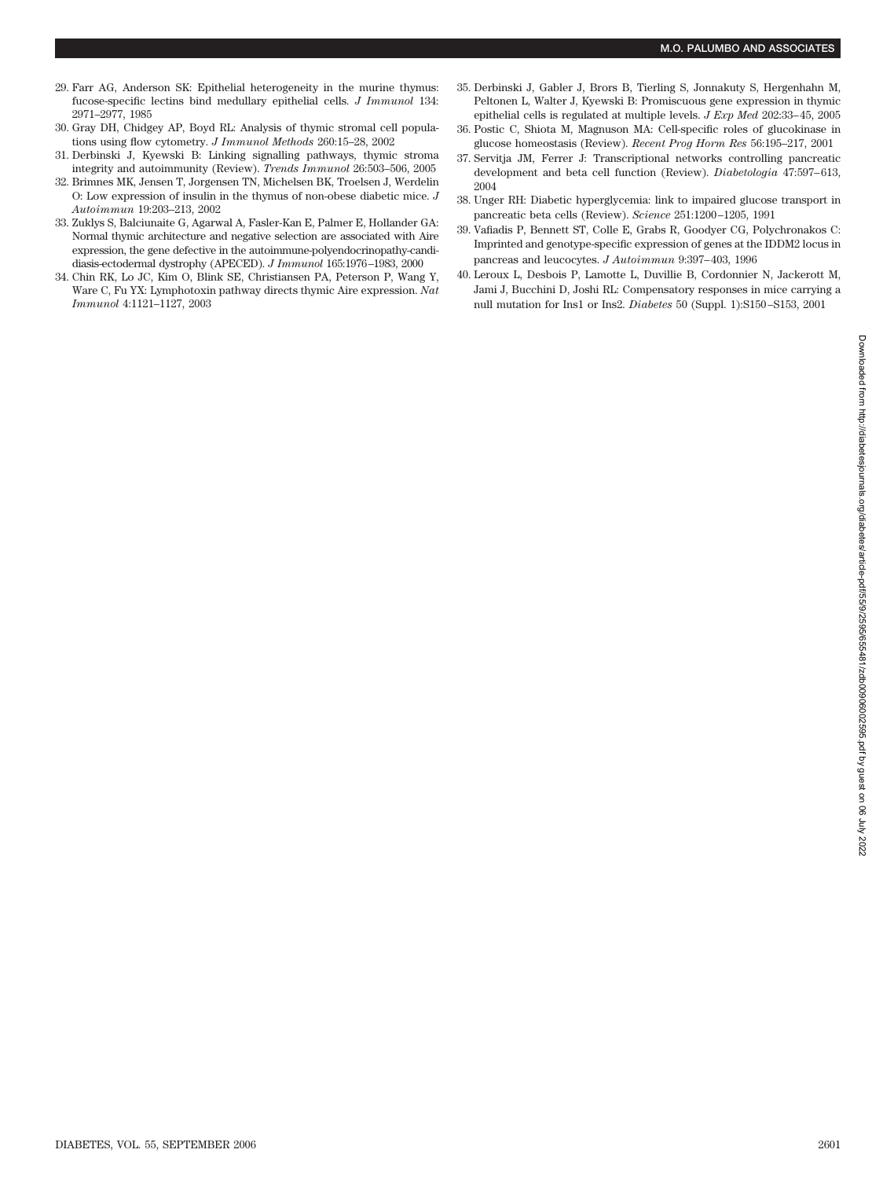29. Farr AG, Anderson SK: Epithelial heterogeneity in the murine thymus: fucose-specific lectins bind medullary epithelial cells. *J Immunol* 134: 2971–2977, 1985
30. Gray DH, Chidgey AP, Boyd RL: Analysis of thymic stromal cell populations using flow cytometry. *J Immunol Methods* 260:15–28, 2002
31. Derbinski J, Kyewski B: Linking signalling pathways, thymic stroma integrity and autoimmunity (Review). *Trends Immunol* 26:503–506, 2005
32. Brimnes MK, Jensen T, Jorgensen TN, Michelsen BK, Troelsen J, Werdelin O: Low expression of insulin in the thymus of non-obese diabetic mice. *J Autoimmun* 19:203–213, 2002
33. Zuklys S, Balciunaite G, Agarwal A, Fasler-Kan E, Palmer E, Hollander GA: Normal thymic architecture and negative selection are associated with Aire expression, the gene defective in the autoimmune-polyendocrinopathy-candidiasis-ectodermal dystrophy (APECED). *J Immunol* 165:1976–1983, 2000
34. Chin RK, Lo JC, Kim O, Blink SE, Christiansen PA, Peterson P, Wang Y, Ware C, Fu YX: Lymphotoxin pathway directs thymic Aire expression. *Nat Immunol* 4:1121–1127, 2003
35. Derbinski J, Gabler J, Brors B, Tierling S, Jonnakuty S, Hergenhahn M, Peltonen L, Walter J, Kyewski B: Promiscuous gene expression in thymic epithelial cells is regulated at multiple levels. *J Exp Med* 202:33–45, 2005
36. Postic C, Shiota M, Magnuson MA: Cell-specific roles of glucokinase in glucose homeostasis (Review). *Recent Prog Horm Res* 56:195–217, 2001
37. Servitja JM, Ferrer J: Transcriptional networks controlling pancreatic development and beta cell function (Review). *Diabetologia* 47:597–613, 2004
38. Unger RH: Diabetic hyperglycemia: link to impaired glucose transport in pancreatic beta cells (Review). *Science* 251:1200–1205, 1991
39. Vafiadis P, Bennett ST, Colle E, Grabs R, Goodyer CG, Polychronakos C: Imprinted and genotype-specific expression of genes at the IDDM2 locus in pancreas and leucocytes. *J Autoimmun* 9:397–403, 1996
40. Leroux L, Desbois P, Lamotte L, Duvillie B, Cordonnier N, Jackerott M, Jami J, Bucchini D, Joshi RL: Compensatory responses in mice carrying a null mutation for Ins1 or Ins2. *Diabetes* 50 (Suppl. 1):S150–S153, 2001